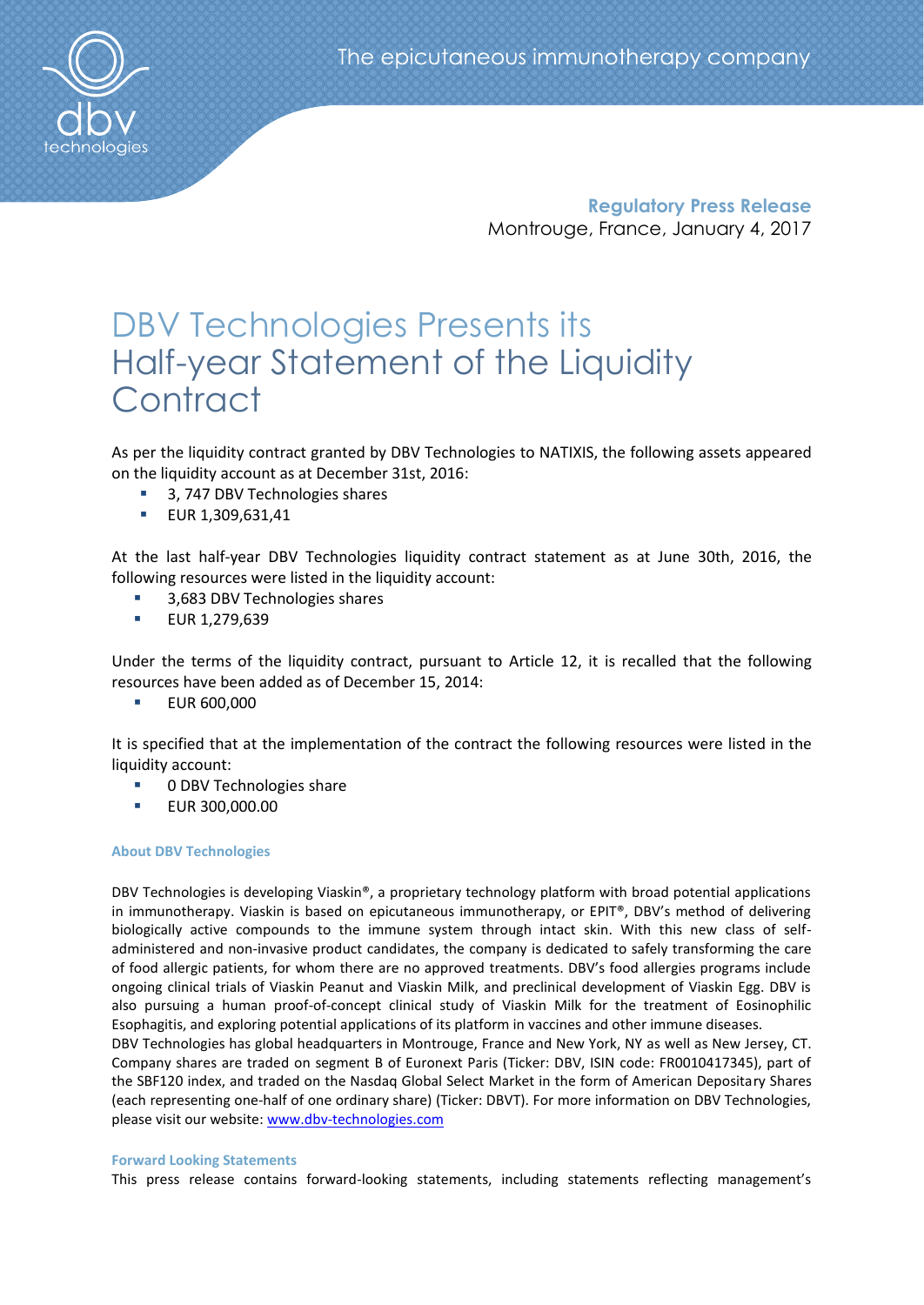The epicutaneous immunotherapy company

**Regulatory Press Release**
Montrouge, France, January 4, 2017

# DBV Technologies Presents its Half-year Statement of the Liquidity Contract

As per the liquidity contract granted by DBV Technologies to NATIXIS, the following assets appeared on the liquidity account as at December 31st, 2016:

- 3, 747 DBV Technologies shares
- EUR 1,309,631,41

At the last half-year DBV Technologies liquidity contract statement as at June 30th, 2016, the following resources were listed in the liquidity account:

- 3,683 DBV Technologies shares
- EUR 1,279,639

Under the terms of the liquidity contract, pursuant to Article 12, it is recalled that the following resources have been added as of December 15, 2014:

- EUR 600,000

It is specified that at the implementation of the contract the following resources were listed in the liquidity account:

- 0 DBV Technologies share
- EUR 300,000.00

#### About DBV Technologies

DBV Technologies is developing Viaskin®, a proprietary technology platform with broad potential applications in immunotherapy. Viaskin is based on epicutaneous immunotherapy, or EPIT®, DBV's method of delivering biologically active compounds to the immune system through intact skin. With this new class of self-administered and non-invasive product candidates, the company is dedicated to safely transforming the care of food allergic patients, for whom there are no approved treatments. DBV's food allergies programs include ongoing clinical trials of Viaskin Peanut and Viaskin Milk, and preclinical development of Viaskin Egg. DBV is also pursuing a human proof-of-concept clinical study of Viaskin Milk for the treatment of Eosinophilic Esophagitis, and exploring potential applications of its platform in vaccines and other immune diseases.
DBV Technologies has global headquarters in Montrouge, France and New York, NY as well as New Jersey, CT. Company shares are traded on segment B of Euronext Paris (Ticker: DBV, ISIN code: FR0010417345), part of the SBF120 index, and traded on the Nasdaq Global Select Market in the form of American Depositary Shares (each representing one-half of one ordinary share) (Ticker: DBVT). For more information on DBV Technologies, please visit our website: www.dbv-technologies.com

#### Forward Looking Statements

This press release contains forward-looking statements, including statements reflecting management's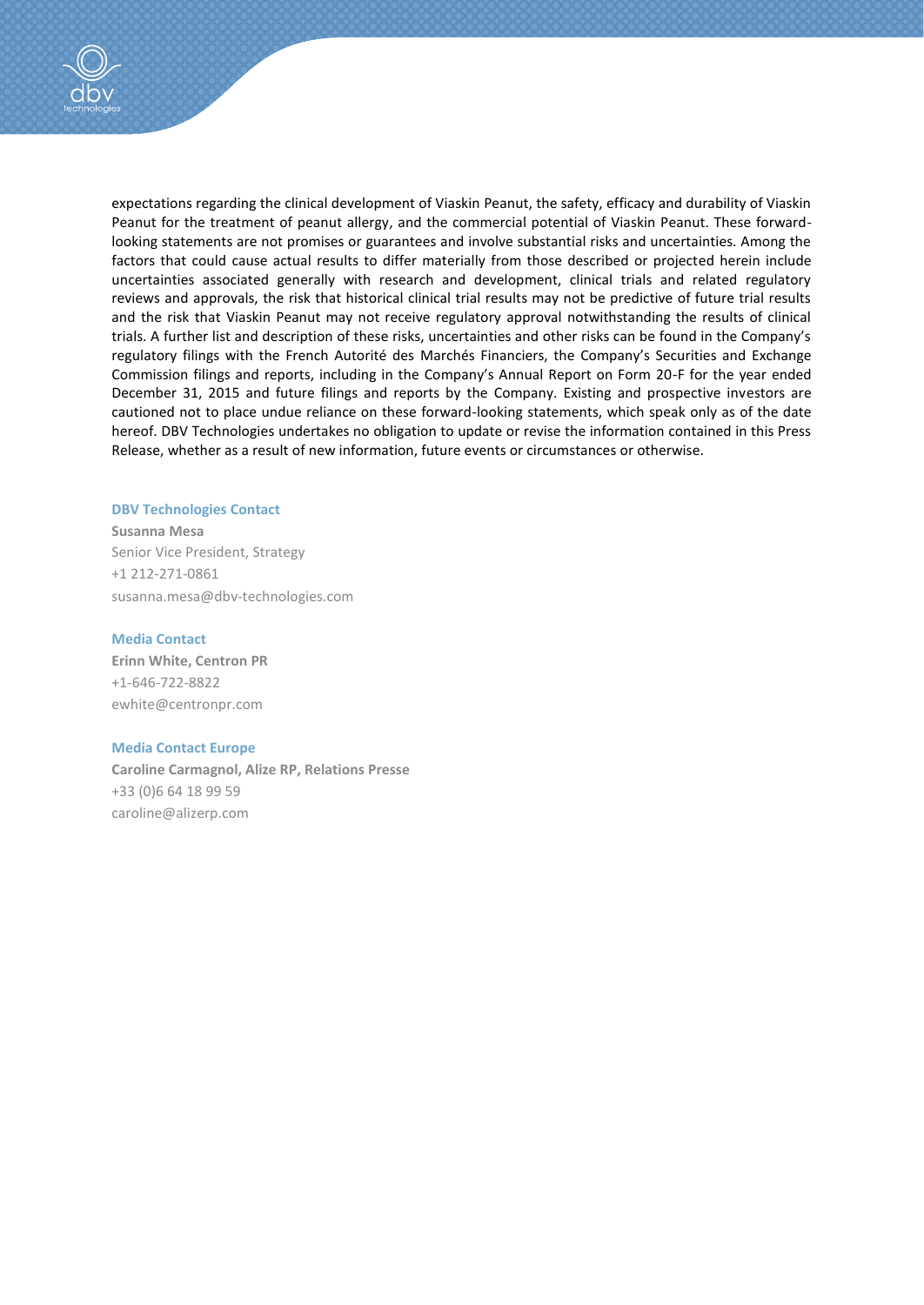expectations regarding the clinical development of Viaskin Peanut, the safety, efficacy and durability of Viaskin Peanut for the treatment of peanut allergy, and the commercial potential of Viaskin Peanut. These forward-looking statements are not promises or guarantees and involve substantial risks and uncertainties. Among the factors that could cause actual results to differ materially from those described or projected herein include uncertainties associated generally with research and development, clinical trials and related regulatory reviews and approvals, the risk that historical clinical trial results may not be predictive of future trial results and the risk that Viaskin Peanut may not receive regulatory approval notwithstanding the results of clinical trials. A further list and description of these risks, uncertainties and other risks can be found in the Company's regulatory filings with the French Autorité des Marchés Financiers, the Company's Securities and Exchange Commission filings and reports, including in the Company's Annual Report on Form 20-F for the year ended December 31, 2015 and future filings and reports by the Company. Existing and prospective investors are cautioned not to place undue reliance on these forward-looking statements, which speak only as of the date hereof. DBV Technologies undertakes no obligation to update or revise the information contained in this Press Release, whether as a result of new information, future events or circumstances or otherwise.

**DBV Technologies Contact**
**Susanna Mesa**
Senior Vice President, Strategy
+1 212-271-0861
susanna.mesa@dbv-technologies.com

**Media Contact**
**Erinn White, Centron PR**
+1-646-722-8822
ewhite@centronpr.com

**Media Contact Europe**
**Caroline Carmagnol, Alize RP, Relations Presse**
+33 (0)6 64 18 99 59
caroline@alizerp.com